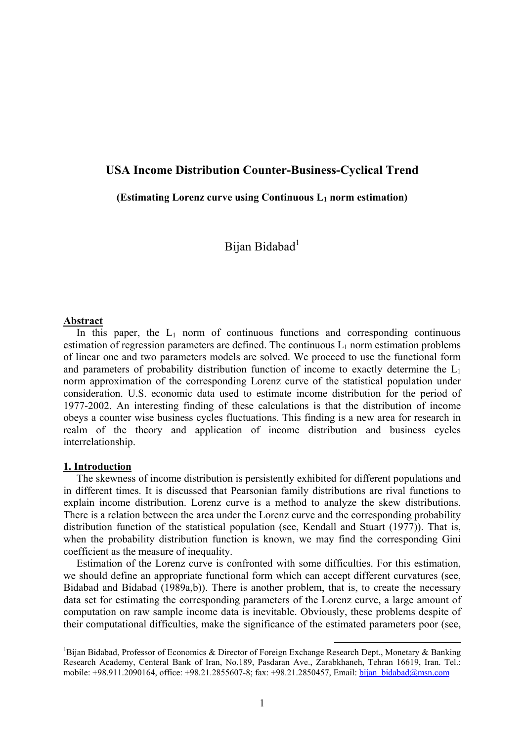# USA Income Distribution Counter-Business-Cyclical Trend

**(Estimating Lorenz curve using Continuous $L_1$ norm estimation)**

Bijan Bidabad[1]

## Abstract

In this paper, the $L_1$ norm of continuous functions and corresponding continuous estimation of regression parameters are defined. The continuous $L_1$ norm estimation problems of linear one and two parameters models are solved. We proceed to use the functional form and parameters of probability distribution function of income to exactly determine the $L_1$ norm approximation of the corresponding Lorenz curve of the statistical population under consideration. U.S. economic data used to estimate income distribution for the period of 1977-2002. An interesting finding of these calculations is that the distribution of income obeys a counter wise business cycles fluctuations. This finding is a new area for research in realm of the theory and application of income distribution and business cycles interrelationship.

## 1. Introduction

The skewness of income distribution is persistently exhibited for different populations and in different times. It is discussed that Pearsonian family distributions are rival functions to explain income distribution. Lorenz curve is a method to analyze the skew distributions. There is a relation between the area under the Lorenz curve and the corresponding probability distribution function of the statistical population (see, Kendall and Stuart (1977)). That is, when the probability distribution function is known, we may find the corresponding Gini coefficient as the measure of inequality.

Estimation of the Lorenz curve is confronted with some difficulties. For this estimation, we should define an appropriate functional form which can accept different curvatures (see, Bidabad and Bidabad (1989a,b)). There is another problem, that is, to create the necessary data set for estimating the corresponding parameters of the Lorenz curve, a large amount of computation on raw sample income data is inevitable. Obviously, these problems despite of their computational difficulties, make the significance of the estimated parameters poor (see,

[1] Bijan Bidabad, Professor of Economics & Director of Foreign Exchange Research Dept., Monetary & Banking Research Academy, Centeral Bank of Iran, No.189, Pasdaran Ave., Zarabkhaneh, Tehran 16619, Iran. Tel.: mobile: +98.911.2090164, office: +98.21.2855607-8; fax: +98.21.2850457, Email: bijan_bidabad@msn.com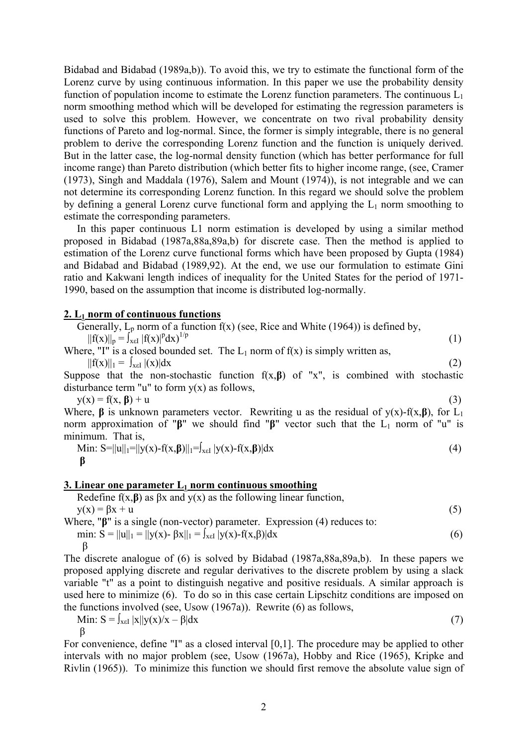Bidabad and Bidabad (1989a,b)). To avoid this, we try to estimate the functional form of the Lorenz curve by using continuous information. In this paper we use the probability density function of population income to estimate the Lorenz function parameters. The continuous $L_1$ norm smoothing method which will be developed for estimating the regression parameters is used to solve this problem. However, we concentrate on two rival probability density functions of Pareto and log-normal. Since, the former is simply integrable, there is no general problem to derive the corresponding Lorenz function and the function is uniquely derived. But in the latter case, the log-normal density function (which has better performance for full income range) than Pareto distribution (which better fits to higher income range, (see, Cramer (1973), Singh and Maddala (1976), Salem and Mount (1974)), is not integrable and we can not determine its corresponding Lorenz function. In this regard we should solve the problem by defining a general Lorenz curve functional form and applying the $L_1$ norm smoothing to estimate the corresponding parameters.

In this paper continuous L1 norm estimation is developed by using a similar method proposed in Bidabad (1987a,88a,89a,b) for discrete case. Then the method is applied to estimation of the Lorenz curve functional forms which have been proposed by Gupta (1984) and Bidabad and Bidabad (1989,92). At the end, we use our formulation to estimate Gini ratio and Kakwani length indices of inequality for the United States for the period of 1971-1990, based on the assumption that income is distributed log-normally.

## 2. $L_1$ norm of continuous functions

Generally, $L_p$ norm of a function f(x) (see, Rice and White (1964)) is defined by,

$$||f(x)||_p = \int_{x\varepsilon I} |f(x)|^p dx)^{1/p} \tag{1}$$

Where, "I" is a closed bounded set. The $L_1$ norm of f(x) is simply written as,

$$||f(x)||_1 = \int_{x\varepsilon I} |(x)|dx \tag{2}$$

Suppose that the non-stochastic function f(x,**β**) of "x", is combined with stochastic disturbance term "u" to form y(x) as follows,

$$y(x) = f(x, \boldsymbol{\beta}) + u \tag{3}$$

Where, **β** is unknown parameters vector. Rewriting u as the residual of y(x)-f(x,**β**), for $L_1$ norm approximation of "**β**" we should find "**β**" vector such that the $L_1$ norm of "u" is minimum. That is,

$$\min_{\boldsymbol{\beta}}: S=||u||_1=||y(x)-f(x,\boldsymbol{\beta})||_1=\int_{x\varepsilon I} |y(x)-f(x,\boldsymbol{\beta})|dx \tag{4}$$

## 3. Linear one parameter $L_1$ norm continuous smoothing

Redefine f(x,**β**) as βx and y(x) as the following linear function,

$$y(x) = \beta x + u \tag{5}$$

Where, "**β**" is a single (non-vector) parameter. Expression (4) reduces to:

$$\min_{\beta}: S = ||u||_1 = ||y(x)- \beta x||_1 = \int_{x\varepsilon I} |y(x)-f(x,\beta)|dx \tag{6}$$

The discrete analogue of (6) is solved by Bidabad (1987a,88a,89a,b). In these papers we proposed applying discrete and regular derivatives to the discrete problem by using a slack variable "t" as a point to distinguish negative and positive residuals. A similar approach is used here to minimize (6). To do so in this case certain Lipschitz conditions are imposed on the functions involved (see, Usow (1967a)). Rewrite (6) as follows,

$$\min_{\beta}: S = \int_{x\varepsilon I} |x||y(x)/x - \beta|dx \tag{7}$$

For convenience, define "I" as a closed interval [0,1]. The procedure may be applied to other intervals with no major problem (see, Usow (1967a), Hobby and Rice (1965), Kripke and Rivlin (1965)). To minimize this function we should first remove the absolute value sign of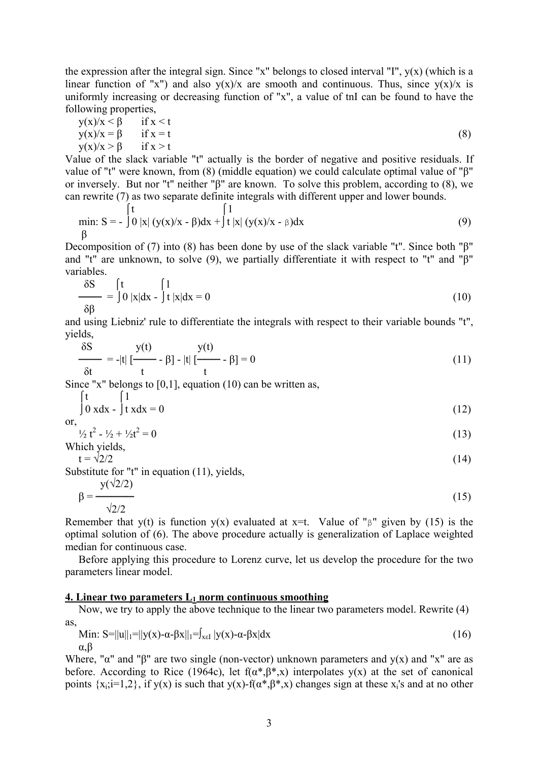the expression after the integral sign. Since "x" belongs to closed interval "I", y(x) (which is a linear function of "x") and also y(x)/x are smooth and continuous. Thus, since y(x)/x is uniformly increasing or decreasing function of "x", a value of tnI can be found to have the following properties,

$$
\begin{aligned}
&y(x)/x < \beta \quad \text{if } x < t \\
&y(x)/x = \beta \quad \text{if } x = t \\
&y(x)/x > \beta \quad \text{if } x > t
\end{aligned} \tag{8}
$$

Value of the slack variable "t" actually is the border of negative and positive residuals. If value of "t" were known, from (8) (middle equation) we could calculate optimal value of "β" or inversely. But nor "t" neither "β" are known. To solve this problem, according to (8), we can rewrite (7) as two separate definite integrals with different upper and lower bounds.

$$
\min_{\beta}: S = -\int_0^t |x|\,(y(x)/x - \beta)dx + \int_t^1 |x|\,(y(x)/x - \beta)dx \tag{9}
$$

Decomposition of (7) into (8) has been done by use of the slack variable "t". Since both "β" and "t" are unknown, to solve (9), we partially differentiate it with respect to "t" and "β" variables.

$$
\frac{\delta S}{\delta \beta} = \int_0^t |x|dx - \int_t^1 |x|dx = 0 \tag{10}
$$

and using Liebniz' rule to differentiate the integrals with respect to their variable bounds "t", yields,

$$
\frac{\delta S}{\delta t} = -|t|\,[\frac{y(t)}{t} - \beta] - |t|\,[\frac{y(t)}{t} - \beta] = 0 \tag{11}
$$

Since "x" belongs to [0,1], equation (10) can be written as,

$$
\int_0^t x dx - \int_t^1 x dx = 0 \tag{12}
$$

or,

$$
\tfrac{1}{2} t^2 - \tfrac{1}{2} + \tfrac{1}{2} t^2 = 0 \tag{13}
$$

Which yields,

$$
t = \sqrt{2}/2 \tag{14}
$$

Substitute for "t" in equation (11), yields,

$$
\beta = \frac{y(\sqrt{2}/2)}{\sqrt{2}/2} \tag{15}
$$

Remember that y(t) is function y(x) evaluated at x=t. Value of "β" given by (15) is the optimal solution of (6). The above procedure actually is generalization of Laplace weighted median for continuous case.

Before applying this procedure to Lorenz curve, let us develop the procedure for the two parameters linear model.

## 4. Linear two parameters $L_1$ norm continuous smoothing

Now, we try to apply the above technique to the linear two parameters model. Rewrite (4) as,

$$
\min_{\alpha,\beta}: S=\|u\|_1=\|y(x)-\alpha-\beta x\|_1=\int_{x\varepsilon I} |y(x)-\alpha-\beta x|dx \tag{16}
$$

Where, "α" and "β" are two single (non-vector) unknown parameters and y(x) and "x" are as before. According to Rice (1964c), let $f(\alpha^*,\beta^*,x)$ interpolates y(x) at the set of canonical points $\{x_i;i=1,2\}$, if y(x) is such that $y(x)-f(\alpha^*,\beta^*,x)$ changes sign at these $x_i$'s and at no other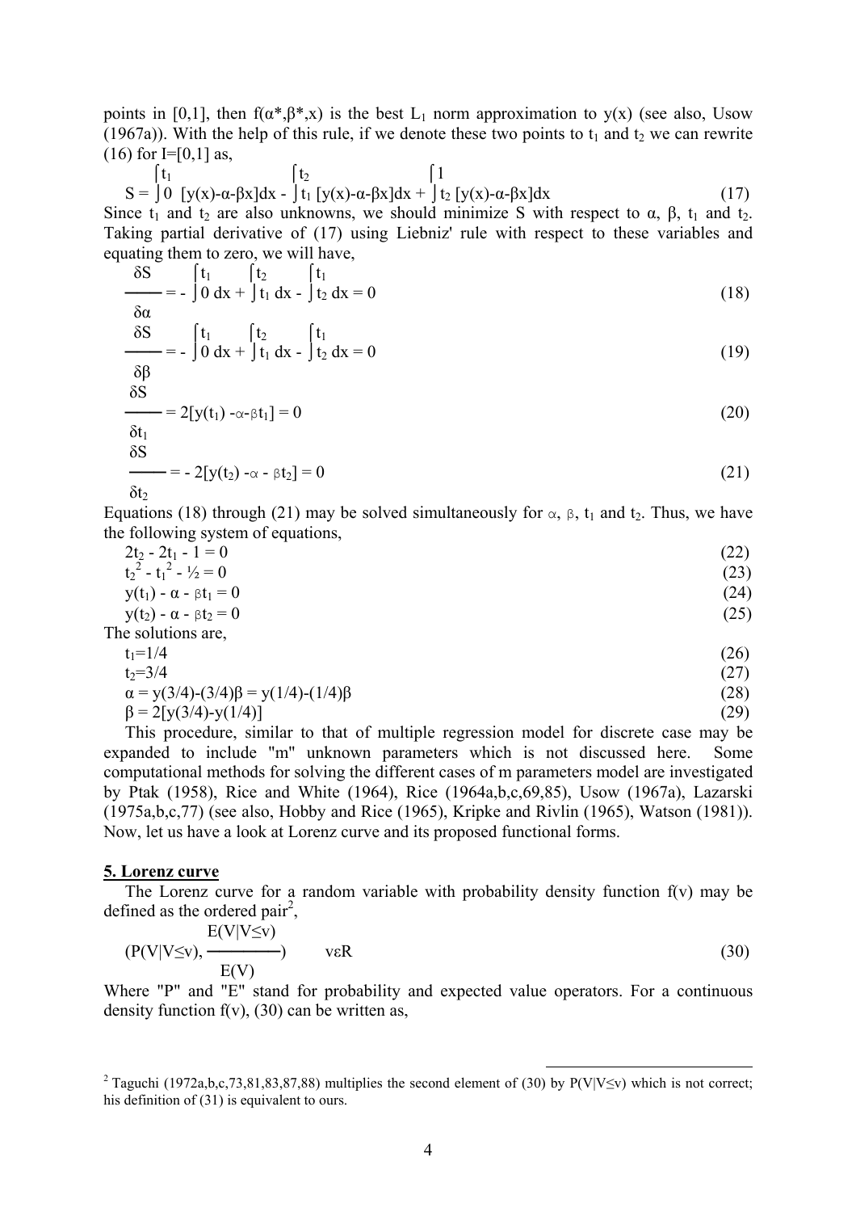points in [0,1], then $f(\alpha^*,\beta^*,x)$ is the best $L_1$ norm approximation to $y(x)$ (see also, Usow (1967a)). With the help of this rule, if we denote these two points to $t_1$ and $t_2$ we can rewrite (16) for I=[0,1] as,

$$S = \int_0^{t_1} [y(x)-\alpha-\beta x]dx - \int_{t_1}^{t_2} [y(x)-\alpha-\beta x]dx + \int_{t_2}^{1} [y(x)-\alpha-\beta x]dx \tag{17}$$

Since $t_1$ and $t_2$ are also unknowns, we should minimize S with respect to α, β, $t_1$ and $t_2$. Taking partial derivative of (17) using Liebniz' rule with respect to these variables and equating them to zero, we will have,

$$\frac{\delta S}{\delta \alpha} = -\int_0^{t_1} dx + \int_{t_1}^{t_2} dx - \int_{t_2}^{t_1} dx = 0 \tag{18}$$

$$\frac{\delta S}{\delta \beta} = -\int_0^{t_1} dx + \int_{t_1}^{t_2} dx - \int_{t_2}^{t_1} dx = 0 \tag{19}$$

$$\frac{\delta S}{\delta t_1} = 2[y(t_1) - \alpha - \beta t_1] = 0 \tag{20}$$

$$\frac{\delta S}{\delta t_2} = -2[y(t_2) - \alpha - \beta t_2] = 0 \tag{21}$$

Equations (18) through (21) may be solved simultaneously for α, β, $t_1$ and $t_2$. Thus, we have the following system of equations,

$$2t_2 - 2t_1 - 1 = 0 \tag{22}$$

$$t_2^2 - t_1^2 - \tfrac{1}{2} = 0 \tag{23}$$

$$y(t_1) - \alpha - \beta t_1 = 0 \tag{24}$$

$$y(t_2) - \alpha - \beta t_2 = 0 \tag{25}$$

The solutions are,

$$t_1 = 1/4 \tag{26}$$

$$t_2 = 3/4 \tag{27}$$

$$\alpha = y(3/4)-(3/4)\beta = y(1/4)-(1/4)\beta \tag{28}$$

$$\beta = 2[y(3/4)-y(1/4)] \tag{29}$$

This procedure, similar to that of multiple regression model for discrete case may be expanded to include "m" unknown parameters which is not discussed here. Some computational methods for solving the different cases of m parameters model are investigated by Ptak (1958), Rice and White (1964), Rice (1964a,b,c,69,85), Usow (1967a), Lazarski (1975a,b,c,77) (see also, Hobby and Rice (1965), Kripke and Rivlin (1965), Watson (1981)). Now, let us have a look at Lorenz curve and its proposed functional forms.

## 5. Lorenz curve

The Lorenz curve for a random variable with probability density function f(v) may be defined as the ordered pair[2],

$$\left(P(V|V\le v), \frac{E(V|V\le v)}{E(V)}\right) \qquad v\varepsilon R \tag{30}$$

Where "P" and "E" stand for probability and expected value operators. For a continuous density function f(v), (30) can be written as,

---

[2] Taguchi (1972a,b,c,73,81,83,87,88) multiplies the second element of (30) by $P(V|V\le v)$ which is not correct; his definition of (31) is equivalent to ours.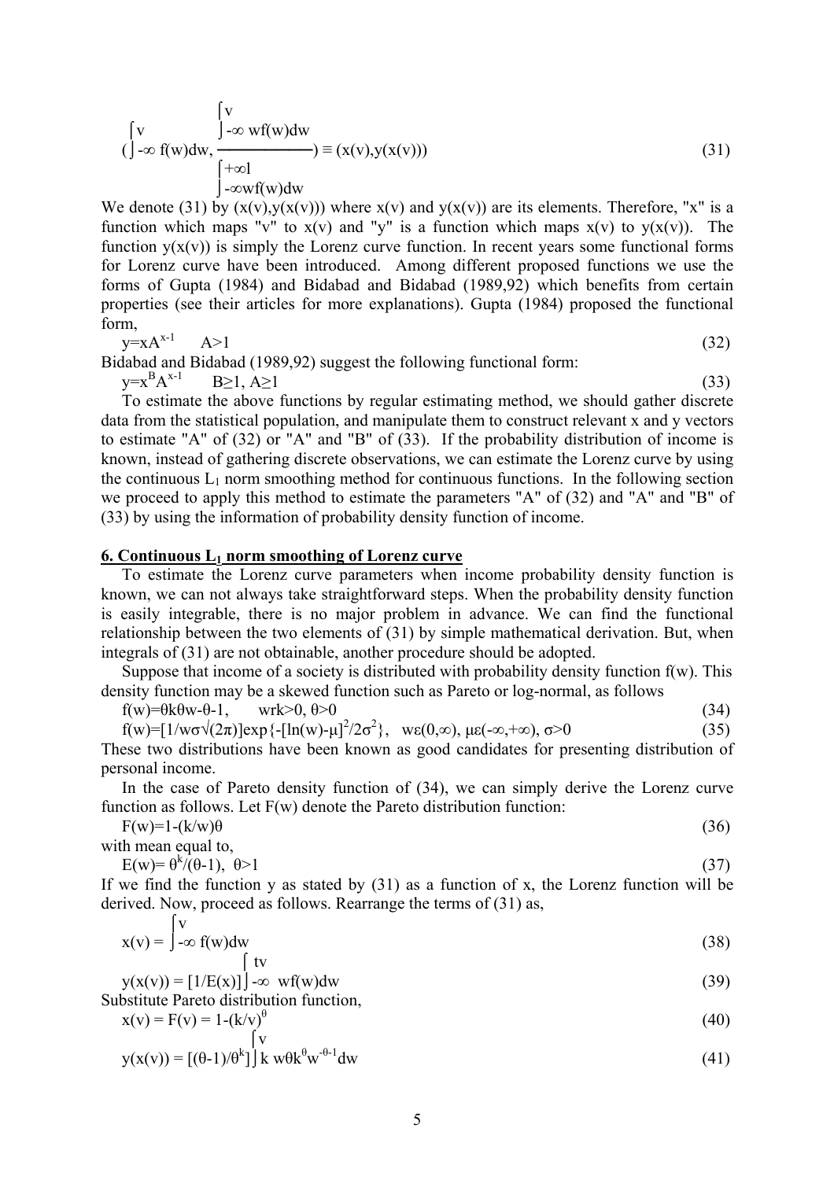$$\left(\int_{-\infty}^{v} f(w)dw, \frac{\int_{-\infty}^{v} wf(w)dw}{\int_{-\infty}^{+\infty} wf(w)dw}\right) \equiv (x(v),y(x(v))) \tag{31}$$

We denote (31) by $(x(v),y(x(v)))$ where $x(v)$ and $y(x(v))$ are its elements. Therefore, "x" is a function which maps "v" to $x(v)$ and "y" is a function which maps $x(v)$ to $y(x(v))$. The function $y(x(v))$ is simply the Lorenz curve function. In recent years some functional forms for Lorenz curve have been introduced. Among different proposed functions we use the forms of Gupta (1984) and Bidabad and Bidabad (1989,92) which benefits from certain properties (see their articles for more explanations). Gupta (1984) proposed the functional form,

$$y=xA^{x-1} \qquad A>1 \tag{32}$$

Bidabad and Bidabad (1989,92) suggest the following functional form:

$$y=x^{B}A^{x-1} \qquad B\geq 1,\ A\geq 1 \tag{33}$$

To estimate the above functions by regular estimating method, we should gather discrete data from the statistical population, and manipulate them to construct relevant x and y vectors to estimate "A" of (32) or "A" and "B" of (33). If the probability distribution of income is known, instead of gathering discrete observations, we can estimate the Lorenz curve by using the continuous $L_1$ norm smoothing method for continuous functions. In the following section we proceed to apply this method to estimate the parameters "A" of (32) and "A" and "B" of (33) by using the information of probability density function of income.

## 6. Continuous $L_1$ norm smoothing of Lorenz curve

To estimate the Lorenz curve parameters when income probability density function is known, we can not always take straightforward steps. When the probability density function is easily integrable, there is no major problem in advance. We can find the functional relationship between the two elements of (31) by simple mathematical derivation. But, when integrals of (31) are not obtainable, another procedure should be adopted.

Suppose that income of a society is distributed with probability density function $f(w)$. This density function may be a skewed function such as Pareto or log-normal, as follows

$$f(w)=\theta k\theta w-\theta-1, \qquad wrk>0,\ \theta>0 \tag{34}$$

$$f(w)=[1/w\sigma\sqrt{(2\pi)}]\exp\{-[\ln(w)-\mu]^2/2\sigma^2\}, \quad w\varepsilon(0,\infty),\ \mu\varepsilon(-\infty,+\infty),\ \sigma>0 \tag{35}$$

These two distributions have been known as good candidates for presenting distribution of personal income.

In the case of Pareto density function of (34), we can simply derive the Lorenz curve function as follows. Let $F(w)$ denote the Pareto distribution function:

$$F(w)=1-(k/w)\theta \tag{36}$$

with mean equal to,

$$E(w)=\theta^{k}/(\theta-1), \ \ \theta>1 \tag{37}$$

If we find the function y as stated by (31) as a function of x, the Lorenz function will be derived. Now, proceed as follows. Rearrange the terms of (31) as,

$$x(v) = \int_{-\infty}^{v} f(w)dw \tag{38}$$

$$y(x(v)) = [1/E(x)]\int_{-\infty}^{tv} wf(w)dw \tag{39}$$

Substitute Pareto distribution function,

$$x(v) = F(v) = 1-(k/v)^{\theta} \tag{40}$$

$$y(x(v)) = [(\theta-1)/\theta^{k}]\int_{k}^{v} w\theta k^{\theta}w^{-\theta-1}dw \tag{41}$$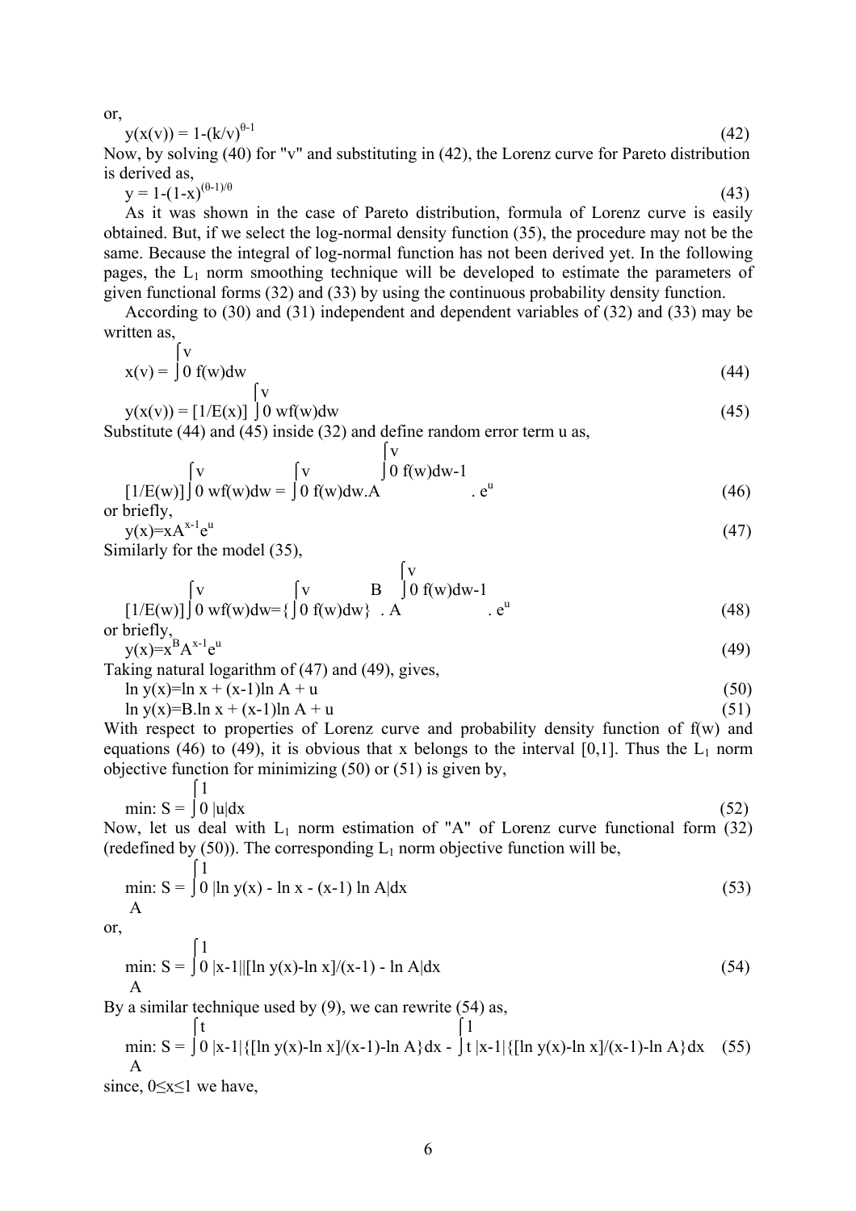or,

$$y(x(v)) = 1-(k/v)^{\theta-1} \tag{42}$$

Now, by solving (40) for "v" and substituting in (42), the Lorenz curve for Pareto distribution is derived as,

$$y = 1-(1-x)^{(\theta-1)/\theta} \tag{43}$$

As it was shown in the case of Pareto distribution, formula of Lorenz curve is easily obtained. But, if we select the log-normal density function (35), the procedure may not be the same. Because the integral of log-normal function has not been derived yet. In the following pages, the $L_1$ norm smoothing technique will be developed to estimate the parameters of given functional forms (32) and (33) by using the continuous probability density function.

According to (30) and (31) independent and dependent variables of (32) and (33) may be written as,

$$x(v) = \int_0^v f(w)dw \tag{44}$$

$$y(x(v)) = [1/E(x)] \int_0^v wf(w)dw \tag{45}$$

Substitute (44) and (45) inside (32) and define random error term u as,

$$[1/E(w)]\int_0^v wf(w)dw = \int_0^v f(w)dw.A^{\int_0^v f(w)dw-1} . e^u \tag{46}$$

or briefly,

$$y(x)=xA^{x-1}e^u \tag{47}$$

Similarly for the model (35),

$$[1/E(w)]\int_0^v wf(w)dw=\{\int_0^v f(w)dw\}^B . A^{\int_0^v f(w)dw-1} . e^u \tag{48}$$

or briefly,

$$y(x)=x^B A^{x-1}e^u \tag{49}$$

Taking natural logarithm of (47) and (49), gives,

$$\ln y(x)=\ln x + (x-1)\ln A + u \tag{50}$$

$$\ln y(x)=B.\ln x + (x-1)\ln A + u \tag{51}$$

With respect to properties of Lorenz curve and probability density function of f(w) and equations (46) to (49), it is obvious that x belongs to the interval [0,1]. Thus the $L_1$ norm objective function for minimizing (50) or (51) is given by,

$$\min: S = \int_0^1 |u|dx \tag{52}$$

Now, let us deal with $L_1$ norm estimation of "A" of Lorenz curve functional form (32) (redefined by (50)). The corresponding $L_1$ norm objective function will be,

$$\min_A: S = \int_0^1 |\ln y(x) - \ln x - (x-1) \ln A|dx \tag{53}$$

or,

$$\min_A: S = \int_0^1 |x-1||[\ln y(x)-\ln x]/(x-1) - \ln A|dx \tag{54}$$

By a similar technique used by (9), we can rewrite (54) as,

$$\min_A: S = \int_0^t |x-1|\{[\ln y(x)-\ln x]/(x-1)-\ln A\}dx - \int_t^1 |x-1|\{[\ln y(x)-\ln x]/(x-1)-\ln A\}dx \tag{55}$$

since, $0\leq x\leq 1$ we have,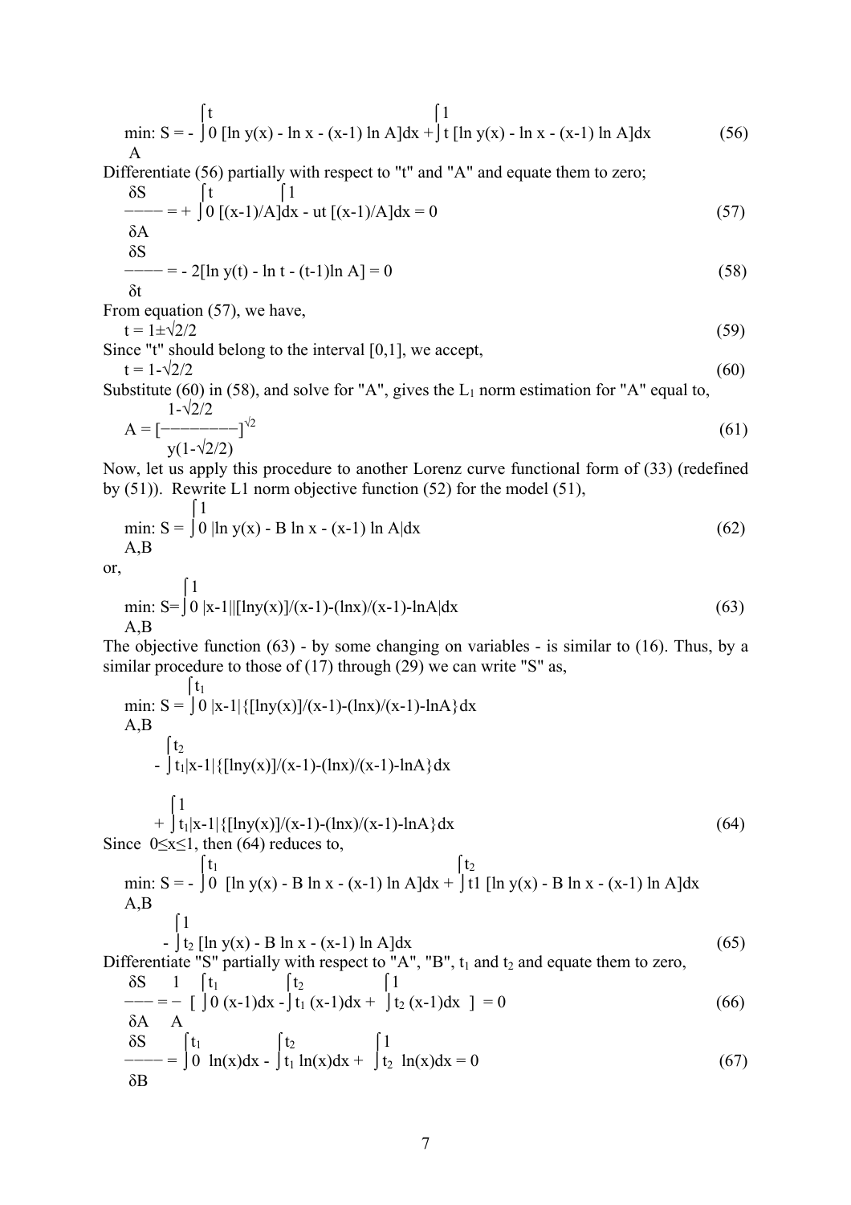$$\min_{A}: S = -\int_0^t [\ln y(x) - \ln x - (x-1)\ln A]dx + \int_t^1 [\ln y(x) - \ln x - (x-1)\ln A]dx \tag{56}$$

Differentiate (56) partially with respect to "t" and "A" and equate them to zero;

$$\frac{\delta S}{\delta A} = +\int_0^t [(x-1)/A]dx - ut\,[(x-1)/A]dx = 0 \tag{57}$$

$$\frac{\delta S}{\delta t} = -2[\ln y(t) - \ln t - (t-1)\ln A] = 0 \tag{58}$$

From equation (57), we have,

$$t = 1 \pm \sqrt{2}/2 \tag{59}$$

Since "t" should belong to the interval [0,1], we accept,

$$t = 1 - \sqrt{2}/2 \tag{60}$$

Substitute (60) in (58), and solve for "A", gives the $L_1$ norm estimation for "A" equal to,

$$A = \left[\frac{1-\sqrt{2}/2}{y(1-\sqrt{2}/2)}\right]^{\sqrt{2}} \tag{61}$$

Now, let us apply this procedure to another Lorenz curve functional form of (33) (redefined by (51)). Rewrite L1 norm objective function (52) for the model (51),

$$\min_{A,B}: S = \int_0^1 |\ln y(x) - B\ln x - (x-1)\ln A|dx \tag{62}$$

or,

$$\min_{A,B}: S = \int_0^1 |x-1|\,|[\ln y(x)]/(x-1) - (\ln x)/(x-1) - \ln A|dx \tag{63}$$

The objective function (63) - by some changing on variables - is similar to (16). Thus, by a similar procedure to those of (17) through (29) we can write "S" as,

$$\begin{aligned}\min_{A,B}: S = &\int_0^{t_1} |x-1|\{[\ln y(x)]/(x-1) - (\ln x)/(x-1) - \ln A\}dx \\ &- \int_{t_1}^{t_2} |x-1|\{[\ln y(x)]/(x-1) - (\ln x)/(x-1) - \ln A\}dx \\ &+ \int_{t_1}^{1} |x-1|\{[\ln y(x)]/(x-1) - (\ln x)/(x-1) - \ln A\}dx\end{aligned} \tag{64}$$

Since $0 \le x \le 1$, then (64) reduces to,

$$\begin{aligned}\min_{A,B}: S = &-\int_0^{t_1} [\ln y(x) - B\ln x - (x-1)\ln A]dx + \int_{t1}^{t_2} [\ln y(x) - B\ln x - (x-1)\ln A]dx \\ &- \int_{t_2}^{1} [\ln y(x) - B\ln x - (x-1)\ln A]dx\end{aligned} \tag{65}$$

Differentiate "S" partially with respect to "A", "B", $t_1$ and $t_2$ and equate them to zero,

$$\frac{\delta S}{\delta A} = -\frac{1}{A}\left[\int_0^{t_1} (x-1)dx - \int_{t_1}^{t_2} (x-1)dx + \int_{t_2}^{1} (x-1)dx\right] = 0 \tag{66}$$

$$\frac{\delta S}{\delta B} = \int_0^{t_1} \ln(x)dx - \int_{t_1}^{t_2} \ln(x)dx + \int_{t_2}^{1} \ln(x)dx = 0 \tag{67}$$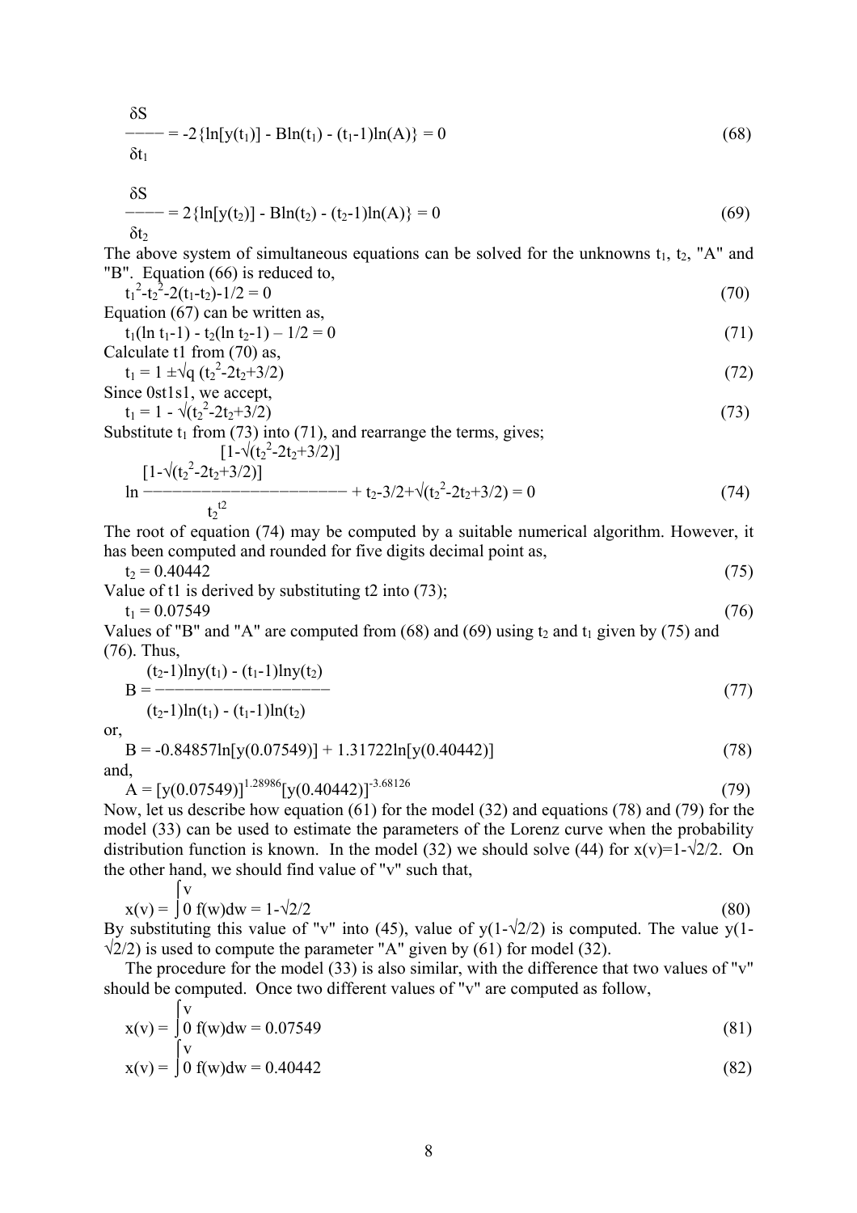$$\frac{\delta S}{\delta t_1} = -2\{\ln[y(t_1)] - B\ln(t_1) - (t_1-1)\ln(A)\} = 0 \tag{68}$$

$$\frac{\delta S}{\delta t_2} = 2\{\ln[y(t_2)] - B\ln(t_2) - (t_2-1)\ln(A)\} = 0 \tag{69}$$

The above system of simultaneous equations can be solved for the unknowns $t_1$, $t_2$, "A" and "B". Equation (66) is reduced to,

$$t_1^2-t_2^2-2(t_1-t_2)-1/2 = 0 \tag{70}$$

Equation (67) can be written as,

$$t_1(\ln t_1-1) - t_2(\ln t_2-1) - 1/2 = 0 \tag{71}$$

Calculate t1 from (70) as,

$$t_1 = 1 \pm\sqrt{q}\,(t_2^2-2t_2+3/2) \tag{72}$$

Since 0≤t1≤1, we accept,

$$t_1 = 1 - \sqrt{(t_2^2-2t_2+3/2)} \tag{73}$$

Substitute $t_1$ from (73) into (71), and rearrange the terms, gives;

$$\ln \frac{[1-\sqrt{(t_2^2-2t_2+3/2)}]^{[1-\sqrt{(t_2^2-2t_2+3/2)}]}}{t_2^{t_2}} + t_2-3/2+\sqrt{(t_2^2-2t_2+3/2)} = 0 \tag{74}$$

The root of equation (74) may be computed by a suitable numerical algorithm. However, it has been computed and rounded for five digits decimal point as,

$$t_2 = 0.40442 \tag{75}$$

Value of t1 is derived by substituting t2 into (73);

$$t_1 = 0.07549 \tag{76}$$

Values of "B" and "A" are computed from (68) and (69) using $t_2$ and $t_1$ given by (75) and (76). Thus,

$$B = \frac{(t_2-1)\ln y(t_1) - (t_1-1)\ln y(t_2)}{(t_2-1)\ln(t_1) - (t_1-1)\ln(t_2)} \tag{77}$$

or,

$$B = -0.84857\ln[y(0.07549)] + 1.31722\ln[y(0.40442)] \tag{78}$$

and,

$$A = [y(0.07549)]^{1.28986}[y(0.40442)]^{-3.68126} \tag{79}$$

Now, let us describe how equation (61) for the model (32) and equations (78) and (79) for the model (33) can be used to estimate the parameters of the Lorenz curve when the probability distribution function is known. In the model (32) we should solve (44) for $x(v)=1-\sqrt{2}/2$. On the other hand, we should find value of "v" such that,

$$x(v) = \int_0^v f(w)dw = 1-\sqrt{2}/2 \tag{80}$$

By substituting this value of "v" into (45), value of $y(1-\sqrt{2}/2)$ is computed. The value $y(1-\sqrt{2}/2)$ is used to compute the parameter "A" given by (61) for model (32).

The procedure for the model (33) is also similar, with the difference that two values of "v" should be computed. Once two different values of "v" are computed as follow,

$$x(v) = \int_0^v f(w)dw = 0.07549 \tag{81}$$

$$x(v) = \int_0^v f(w)dw = 0.40442 \tag{82}$$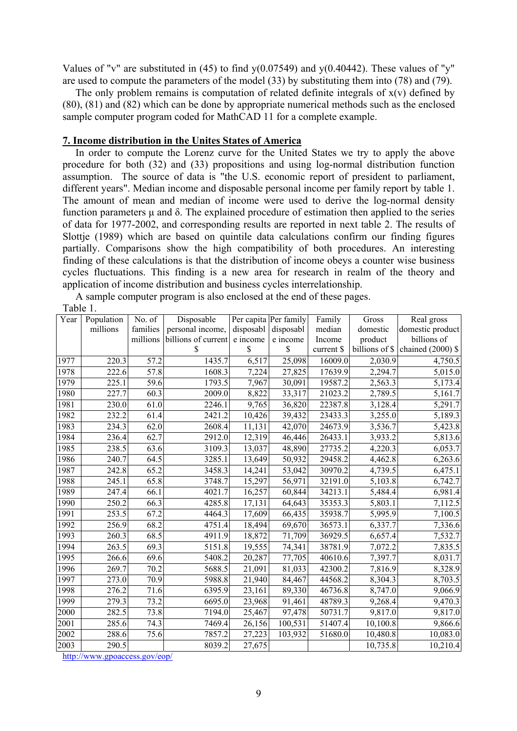Values of "v" are substituted in (45) to find y(0.07549) and y(0.40442). These values of "y" are used to compute the parameters of the model (33) by substituting them into (78) and (79).

The only problem remains is computation of related definite integrals of x(v) defined by (80), (81) and (82) which can be done by appropriate numerical methods such as the enclosed sample computer program coded for MathCAD 11 for a complete example.

## 7. Income distribution in the Unites States of America

In order to compute the Lorenz curve for the United States we try to apply the above procedure for both (32) and (33) propositions and using log-normal distribution function assumption. The source of data is "the U.S. economic report of president to parliament, different years". Median income and disposable personal income per family report by table 1. The amount of mean and median of income were used to derive the log-normal density function parameters $\mu$ and $\delta$. The explained procedure of estimation then applied to the series of data for 1977-2002, and corresponding results are reported in next table 2. The results of Slottje (1989) which are based on quintile data calculations confirm our finding figures partially. Comparisons show the high compatibility of both procedures. An interesting finding of these calculations is that the distribution of income obeys a counter wise business cycles fluctuations. This finding is a new area for research in realm of the theory and application of income distribution and business cycles interrelationship.

A sample computer program is also enclosed at the end of these pages.

Table 1.

| Year | Population millions | No. of families millions | Disposable personal income, billions of current $ | Per capita disposable income $ | Per family disposable income $ | Family median Income current $ | Gross domestic product billions of $ | Real gross domestic product billions of chained (2000) $ |
|---|---|---|---|---|---|---|---|---|
| 1977 | 220.3 | 57.2 | 1435.7 | 6,517 | 25,098 | 16009.0 | 2,030.9 | 4,750.5 |
| 1978 | 222.6 | 57.8 | 1608.3 | 7,224 | 27,825 | 17639.9 | 2,294.7 | 5,015.0 |
| 1979 | 225.1 | 59.6 | 1793.5 | 7,967 | 30,091 | 19587.2 | 2,563.3 | 5,173.4 |
| 1980 | 227.7 | 60.3 | 2009.0 | 8,822 | 33,317 | 21023.2 | 2,789.5 | 5,161.7 |
| 1981 | 230.0 | 61.0 | 2246.1 | 9,765 | 36,820 | 22387.8 | 3,128.4 | 5,291.7 |
| 1982 | 232.2 | 61.4 | 2421.2 | 10,426 | 39,432 | 23433.3 | 3,255.0 | 5,189.3 |
| 1983 | 234.3 | 62.0 | 2608.4 | 11,131 | 42,070 | 24673.9 | 3,536.7 | 5,423.8 |
| 1984 | 236.4 | 62.7 | 2912.0 | 12,319 | 46,446 | 26433.1 | 3,933.2 | 5,813.6 |
| 1985 | 238.5 | 63.6 | 3109.3 | 13,037 | 48,890 | 27735.2 | 4,220.3 | 6,053.7 |
| 1986 | 240.7 | 64.5 | 3285.1 | 13,649 | 50,932 | 29458.2 | 4,462.8 | 6,263.6 |
| 1987 | 242.8 | 65.2 | 3458.3 | 14,241 | 53,042 | 30970.2 | 4,739.5 | 6,475.1 |
| 1988 | 245.1 | 65.8 | 3748.7 | 15,297 | 56,971 | 32191.0 | 5,103.8 | 6,742.7 |
| 1989 | 247.4 | 66.1 | 4021.7 | 16,257 | 60,844 | 34213.1 | 5,484.4 | 6,981.4 |
| 1990 | 250.2 | 66.3 | 4285.8 | 17,131 | 64,643 | 35353.3 | 5,803.1 | 7,112.5 |
| 1991 | 253.5 | 67.2 | 4464.3 | 17,609 | 66,435 | 35938.7 | 5,995.9 | 7,100.5 |
| 1992 | 256.9 | 68.2 | 4751.4 | 18,494 | 69,670 | 36573.1 | 6,337.7 | 7,336.6 |
| 1993 | 260.3 | 68.5 | 4911.9 | 18,872 | 71,709 | 36929.5 | 6,657.4 | 7,532.7 |
| 1994 | 263.5 | 69.3 | 5151.8 | 19,555 | 74,341 | 38781.9 | 7,072.2 | 7,835.5 |
| 1995 | 266.6 | 69.6 | 5408.2 | 20,287 | 77,705 | 40610.6 | 7,397.7 | 8,031.7 |
| 1996 | 269.7 | 70.2 | 5688.5 | 21,091 | 81,033 | 42300.2 | 7,816.9 | 8,328.9 |
| 1997 | 273.0 | 70.9 | 5988.8 | 21,940 | 84,467 | 44568.2 | 8,304.3 | 8,703.5 |
| 1998 | 276.2 | 71.6 | 6395.9 | 23,161 | 89,330 | 46736.8 | 8,747.0 | 9,066.9 |
| 1999 | 279.3 | 73.2 | 6695.0 | 23,968 | 91,461 | 48789.3 | 9,268.4 | 9,470.3 |
| 2000 | 282.5 | 73.8 | 7194.0 | 25,467 | 97,478 | 50731.7 | 9,817.0 | 9,817.0 |
| 2001 | 285.6 | 74.3 | 7469.4 | 26,156 | 100,531 | 51407.4 | 10,100.8 | 9,866.6 |
| 2002 | 288.6 | 75.6 | 7857.2 | 27,223 | 103,932 | 51680.0 | 10,480.8 | 10,083.0 |
| 2003 | 290.5 | | 8039.2 | 27,675 | | | 10,735.8 | 10,210.4 |

http://www.gpoaccess.gov/eop/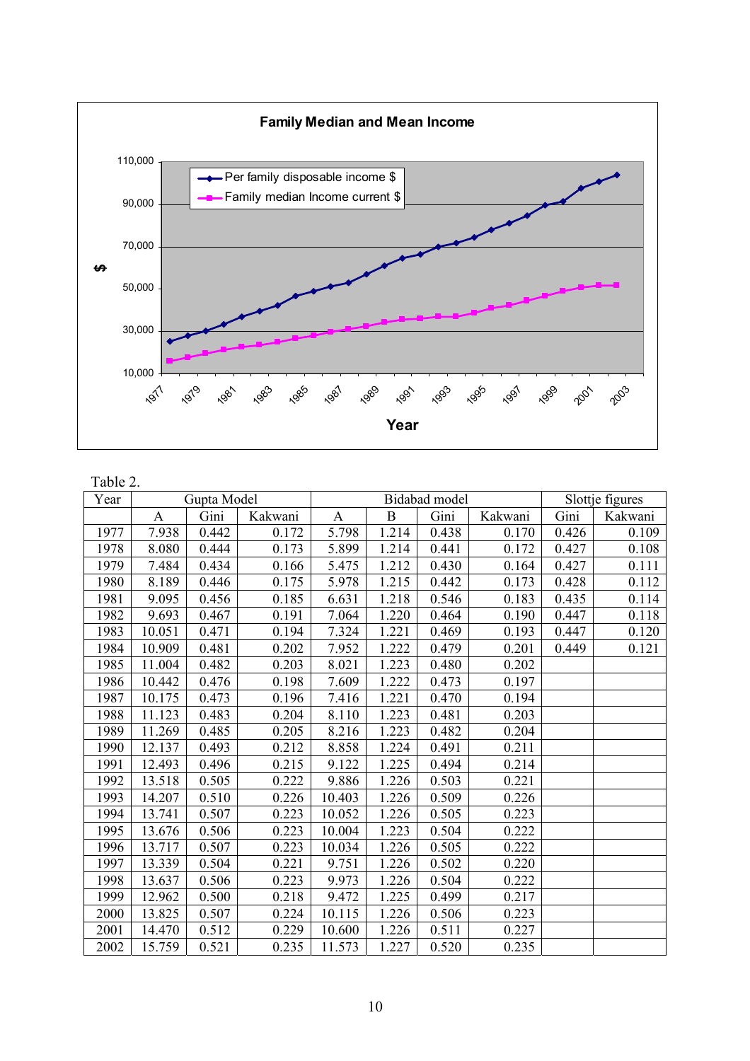Family Median and Mean Income

Table 2.

| Year | Gupta Model | | | Bidabad model | | | | Slottje figures | |
|---|---|---|---|---|---|---|---|---|---|
| | A | Gini | Kakwani | A | B | Gini | Kakwani | Gini | Kakwani |
| 1977 | 7.938 | 0.442 | 0.172 | 5.798 | 1.214 | 0.438 | 0.170 | 0.426 | 0.109 |
| 1978 | 8.080 | 0.444 | 0.173 | 5.899 | 1.214 | 0.441 | 0.172 | 0.427 | 0.108 |
| 1979 | 7.484 | 0.434 | 0.166 | 5.475 | 1.212 | 0.430 | 0.164 | 0.427 | 0.111 |
| 1980 | 8.189 | 0.446 | 0.175 | 5.978 | 1.215 | 0.442 | 0.173 | 0.428 | 0.112 |
| 1981 | 9.095 | 0.456 | 0.185 | 6.631 | 1.218 | 0.546 | 0.183 | 0.435 | 0.114 |
| 1982 | 9.693 | 0.467 | 0.191 | 7.064 | 1.220 | 0.464 | 0.190 | 0.447 | 0.118 |
| 1983 | 10.051 | 0.471 | 0.194 | 7.324 | 1.221 | 0.469 | 0.193 | 0.447 | 0.120 |
| 1984 | 10.909 | 0.481 | 0.202 | 7.952 | 1.222 | 0.479 | 0.201 | 0.449 | 0.121 |
| 1985 | 11.004 | 0.482 | 0.203 | 8.021 | 1.223 | 0.480 | 0.202 | | |
| 1986 | 10.442 | 0.476 | 0.198 | 7.609 | 1.222 | 0.473 | 0.197 | | |
| 1987 | 10.175 | 0.473 | 0.196 | 7.416 | 1.221 | 0.470 | 0.194 | | |
| 1988 | 11.123 | 0.483 | 0.204 | 8.110 | 1.223 | 0.481 | 0.203 | | |
| 1989 | 11.269 | 0.485 | 0.205 | 8.216 | 1.223 | 0.482 | 0.204 | | |
| 1990 | 12.137 | 0.493 | 0.212 | 8.858 | 1.224 | 0.491 | 0.211 | | |
| 1991 | 12.493 | 0.496 | 0.215 | 9.122 | 1.225 | 0.494 | 0.214 | | |
| 1992 | 13.518 | 0.505 | 0.222 | 9.886 | 1.226 | 0.503 | 0.221 | | |
| 1993 | 14.207 | 0.510 | 0.226 | 10.403 | 1.226 | 0.509 | 0.226 | | |
| 1994 | 13.741 | 0.507 | 0.223 | 10.052 | 1.226 | 0.505 | 0.223 | | |
| 1995 | 13.676 | 0.506 | 0.223 | 10.004 | 1.223 | 0.504 | 0.222 | | |
| 1996 | 13.717 | 0.507 | 0.223 | 10.034 | 1.226 | 0.505 | 0.222 | | |
| 1997 | 13.339 | 0.504 | 0.221 | 9.751 | 1.226 | 0.502 | 0.220 | | |
| 1998 | 13.637 | 0.506 | 0.223 | 9.973 | 1.226 | 0.504 | 0.222 | | |
| 1999 | 12.962 | 0.500 | 0.218 | 9.472 | 1.225 | 0.499 | 0.217 | | |
| 2000 | 13.825 | 0.507 | 0.224 | 10.115 | 1.226 | 0.506 | 0.223 | | |
| 2001 | 14.470 | 0.512 | 0.229 | 10.600 | 1.226 | 0.511 | 0.227 | | |
| 2002 | 15.759 | 0.521 | 0.235 | 11.573 | 1.227 | 0.520 | 0.235 | | |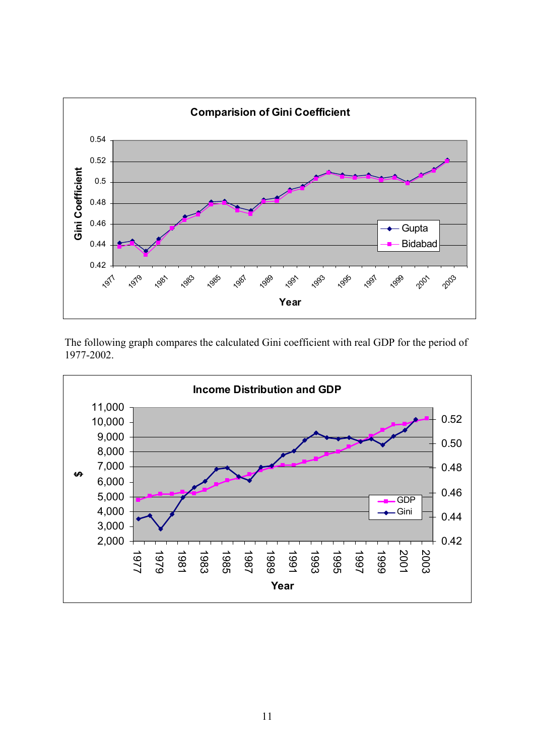The following graph compares the calculated Gini coefficient with real GDP for the period of 1977-2002.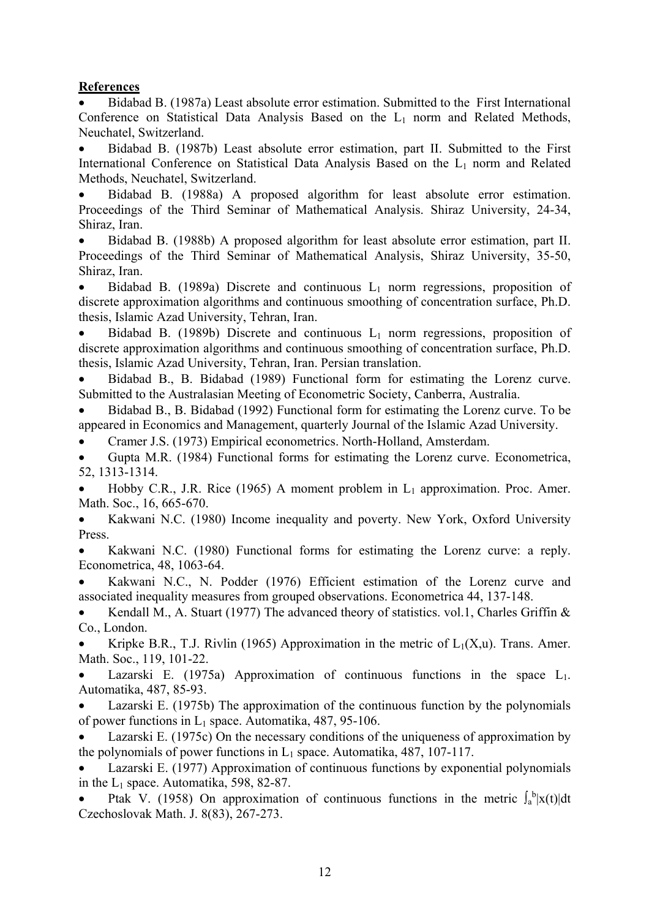**References**

- Bidabad B. (1987a) Least absolute error estimation. Submitted to the First International Conference on Statistical Data Analysis Based on the $L_1$ norm and Related Methods, Neuchatel, Switzerland.
- Bidabad B. (1987b) Least absolute error estimation, part II. Submitted to the First International Conference on Statistical Data Analysis Based on the $L_1$ norm and Related Methods, Neuchatel, Switzerland.
- Bidabad B. (1988a) A proposed algorithm for least absolute error estimation. Proceedings of the Third Seminar of Mathematical Analysis. Shiraz University, 24-34, Shiraz, Iran.
- Bidabad B. (1988b) A proposed algorithm for least absolute error estimation, part II. Proceedings of the Third Seminar of Mathematical Analysis, Shiraz University, 35-50, Shiraz, Iran.
- Bidabad B. (1989a) Discrete and continuous $L_1$ norm regressions, proposition of discrete approximation algorithms and continuous smoothing of concentration surface, Ph.D. thesis, Islamic Azad University, Tehran, Iran.
- Bidabad B. (1989b) Discrete and continuous $L_1$ norm regressions, proposition of discrete approximation algorithms and continuous smoothing of concentration surface, Ph.D. thesis, Islamic Azad University, Tehran, Iran. Persian translation.
- Bidabad B., B. Bidabad (1989) Functional form for estimating the Lorenz curve. Submitted to the Australasian Meeting of Econometric Society, Canberra, Australia.
- Bidabad B., B. Bidabad (1992) Functional form for estimating the Lorenz curve. To be appeared in Economics and Management, quarterly Journal of the Islamic Azad University.
- Cramer J.S. (1973) Empirical econometrics. North-Holland, Amsterdam.
- Gupta M.R. (1984) Functional forms for estimating the Lorenz curve. Econometrica, 52, 1313-1314.
- Hobby C.R., J.R. Rice (1965) A moment problem in $L_1$ approximation. Proc. Amer. Math. Soc., 16, 665-670.
- Kakwani N.C. (1980) Income inequality and poverty. New York, Oxford University Press.
- Kakwani N.C. (1980) Functional forms for estimating the Lorenz curve: a reply. Econometrica, 48, 1063-64.
- Kakwani N.C., N. Podder (1976) Efficient estimation of the Lorenz curve and associated inequality measures from grouped observations. Econometrica 44, 137-148.
- Kendall M., A. Stuart (1977) The advanced theory of statistics. vol.1, Charles Griffin & Co., London.
- Kripke B.R., T.J. Rivlin (1965) Approximation in the metric of $L_1(X,u)$. Trans. Amer. Math. Soc., 119, 101-22.
- Lazarski E. (1975a) Approximation of continuous functions in the space $L_1$. Automatika, 487, 85-93.
- Lazarski E. (1975b) The approximation of the continuous function by the polynomials of power functions in $L_1$ space. Automatika, 487, 95-106.
- Lazarski E. (1975c) On the necessary conditions of the uniqueness of approximation by the polynomials of power functions in $L_1$ space. Automatika, 487, 107-117.
- Lazarski E. (1977) Approximation of continuous functions by exponential polynomials in the $L_1$ space. Automatika, 598, 82-87.
- Ptak V. (1958) On approximation of continuous functions in the metric $\int_a^b|x(t)|dt$ Czechoslovak Math. J. 8(83), 267-273.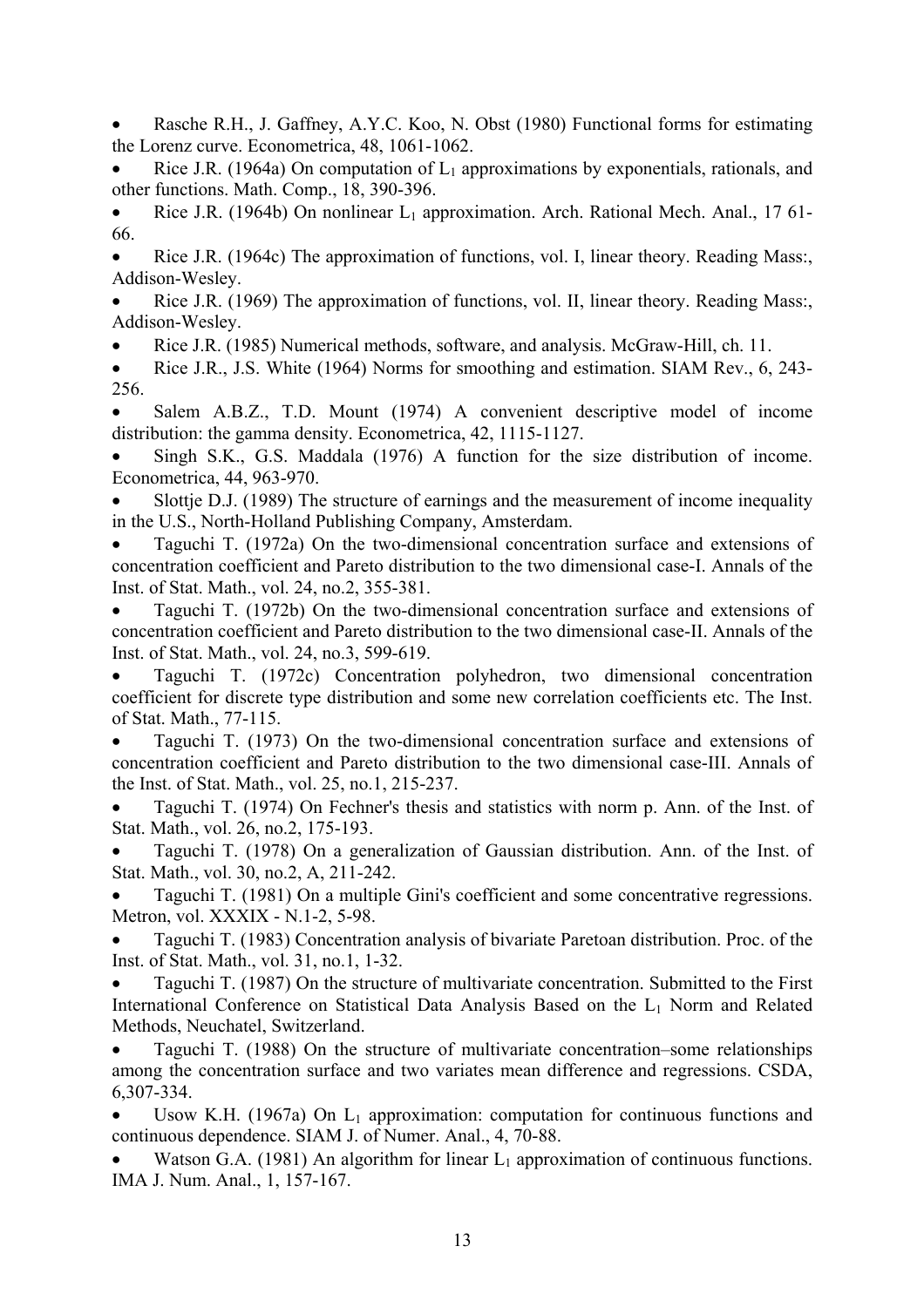- Rasche R.H., J. Gaffney, A.Y.C. Koo, N. Obst (1980) Functional forms for estimating the Lorenz curve. Econometrica, 48, 1061-1062.
- Rice J.R. (1964a) On computation of $L_1$ approximations by exponentials, rationals, and other functions. Math. Comp., 18, 390-396.
- Rice J.R. (1964b) On nonlinear $L_1$ approximation. Arch. Rational Mech. Anal., 17 61-66.
- Rice J.R. (1964c) The approximation of functions, vol. I, linear theory. Reading Mass:, Addison-Wesley.
- Rice J.R. (1969) The approximation of functions, vol. II, linear theory. Reading Mass:, Addison-Wesley.
- Rice J.R. (1985) Numerical methods, software, and analysis. McGraw-Hill, ch. 11.
- Rice J.R., J.S. White (1964) Norms for smoothing and estimation. SIAM Rev., 6, 243-256.
- Salem A.B.Z., T.D. Mount (1974) A convenient descriptive model of income distribution: the gamma density. Econometrica, 42, 1115-1127.
- Singh S.K., G.S. Maddala (1976) A function for the size distribution of income. Econometrica, 44, 963-970.
- Slottje D.J. (1989) The structure of earnings and the measurement of income inequality in the U.S., North-Holland Publishing Company, Amsterdam.
- Taguchi T. (1972a) On the two-dimensional concentration surface and extensions of concentration coefficient and Pareto distribution to the two dimensional case-I. Annals of the Inst. of Stat. Math., vol. 24, no.2, 355-381.
- Taguchi T. (1972b) On the two-dimensional concentration surface and extensions of concentration coefficient and Pareto distribution to the two dimensional case-II. Annals of the Inst. of Stat. Math., vol. 24, no.3, 599-619.
- Taguchi T. (1972c) Concentration polyhedron, two dimensional concentration coefficient for discrete type distribution and some new correlation coefficients etc. The Inst. of Stat. Math., 77-115.
- Taguchi T. (1973) On the two-dimensional concentration surface and extensions of concentration coefficient and Pareto distribution to the two dimensional case-III. Annals of the Inst. of Stat. Math., vol. 25, no.1, 215-237.
- Taguchi T. (1974) On Fechner's thesis and statistics with norm p. Ann. of the Inst. of Stat. Math., vol. 26, no.2, 175-193.
- Taguchi T. (1978) On a generalization of Gaussian distribution. Ann. of the Inst. of Stat. Math., vol. 30, no.2, A, 211-242.
- Taguchi T. (1981) On a multiple Gini's coefficient and some concentrative regressions. Metron, vol. XXXIX - N.1-2, 5-98.
- Taguchi T. (1983) Concentration analysis of bivariate Paretoan distribution. Proc. of the Inst. of Stat. Math., vol. 31, no.1, 1-32.
- Taguchi T. (1987) On the structure of multivariate concentration. Submitted to the First International Conference on Statistical Data Analysis Based on the $L_1$ Norm and Related Methods, Neuchatel, Switzerland.
- Taguchi T. (1988) On the structure of multivariate concentration–some relationships among the concentration surface and two variates mean difference and regressions. CSDA, 6,307-334.
- Usow K.H. (1967a) On $L_1$ approximation: computation for continuous functions and continuous dependence. SIAM J. of Numer. Anal., 4, 70-88.
- Watson G.A. (1981) An algorithm for linear $L_1$ approximation of continuous functions. IMA J. Num. Anal., 1, 157-167.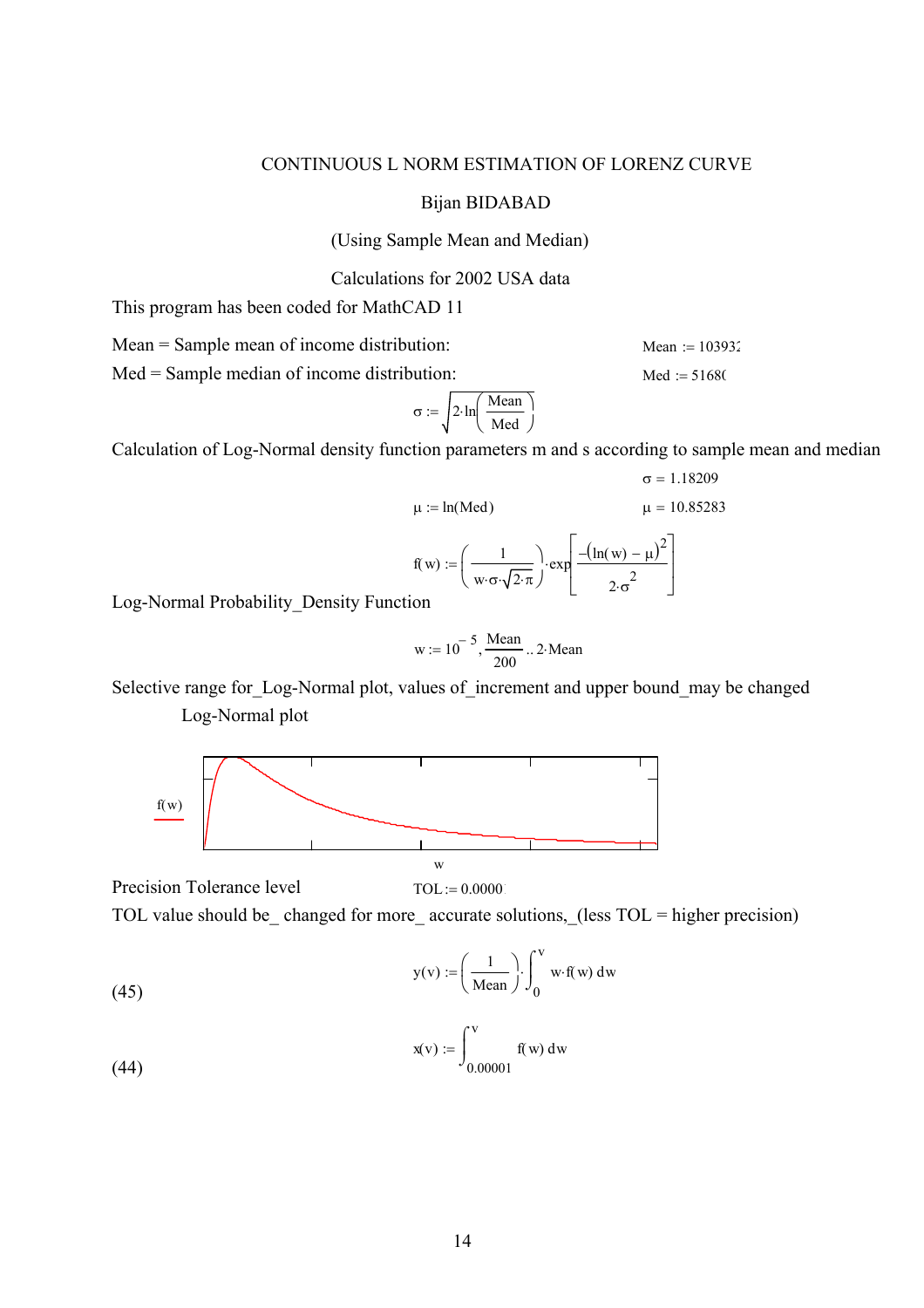CONTINUOUS L NORM ESTIMATION OF LORENZ CURVE

Bijan BIDABAD

(Using Sample Mean and Median)

Calculations for 2002 USA data

This program has been coded for MathCAD 11

Mean = Sample mean of income distribution: $\quad Mean := 10393$

Med = Sample median of income distribution: $\quad Med := 5168$

$$\sigma := \sqrt{2 \cdot \ln\left(\frac{Mean}{Med}\right)}$$

Calculation of Log-Normal density function parameters m and s according to sample mean and median

$$\sigma = 1.18209$$

$$\mu := \ln(Med) \qquad \mu = 10.85283$$

$$f(w) := \left(\frac{1}{w \cdot \sigma \cdot \sqrt{2 \cdot \pi}}\right) \cdot \exp\left[\frac{-(\ln(w) - \mu)^2}{2 \cdot \sigma^2}\right]$$

Log-Normal Probability_Density Function

$$w := 10^{-5}, \frac{Mean}{200} .. 2 \cdot Mean$$

Selective range for_Log-Normal plot, values of_increment and upper bound_may be changed

Log-Normal plot

Precision Tolerance level $\quad TOL := 0.0000$

TOL value should be_ changed for more_ accurate solutions,_(less TOL = higher precision)

(45)
$$y(v) := \left(\frac{1}{Mean}\right) \cdot \int_0^v w \cdot f(w)\, dw$$

(44)
$$x(v) := \int_{0.00001}^v f(w)\, dw$$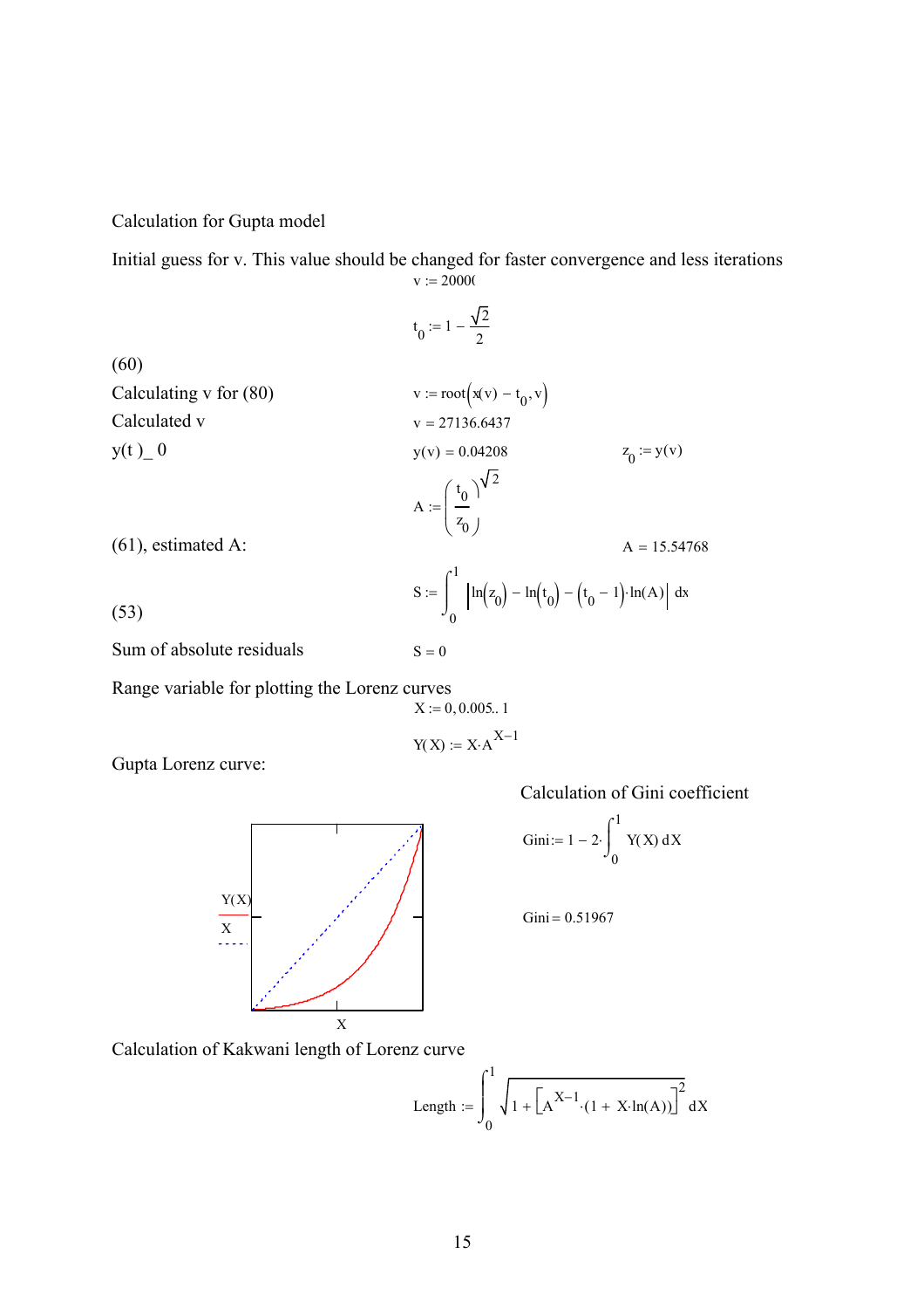Calculation for Gupta model

Initial guess for v. This value should be changed for faster convergence and less iterations

$$v := 20000$$

$$t_0 := 1 - \frac{\sqrt{2}}{2}$$

(60)

Calculating v for (80) $\quad v := \text{root}\left(x(v) - t_0, v\right)$

Calculated v $\quad v = 27136.6437$

y(t )_ 0 $\quad y(v) = 0.04208 \qquad z_0 := y(v)$

$$A := \left(\frac{t_0}{z_0}\right)^{\sqrt{2}}$$

(61), estimated A: $\quad A = 15.54768$

$$S := \int_0^1 \left|\ln\left(z_0\right) - \ln\left(t_0\right) - \left(t_0 - 1\right)\cdot\ln(A)\right| \, dx$$

(53)

Sum of absolute residuals $\quad S = 0$

Range variable for plotting the Lorenz curves

$$X := 0, 0.005..1$$

$$Y(X) := X\cdot A^{X-1}$$

Gupta Lorenz curve:

Calculation of Gini coefficient

$$\text{Gini} := 1 - 2\cdot\int_0^1 Y(X)\, dX$$

$$\text{Gini} = 0.51967$$

Calculation of Kakwani length of Lorenz curve

$$\text{Length} := \int_0^1 \sqrt{1 + \left[A^{X-1}\cdot(1 + X\cdot\ln(A))\right]^2} \, dX$$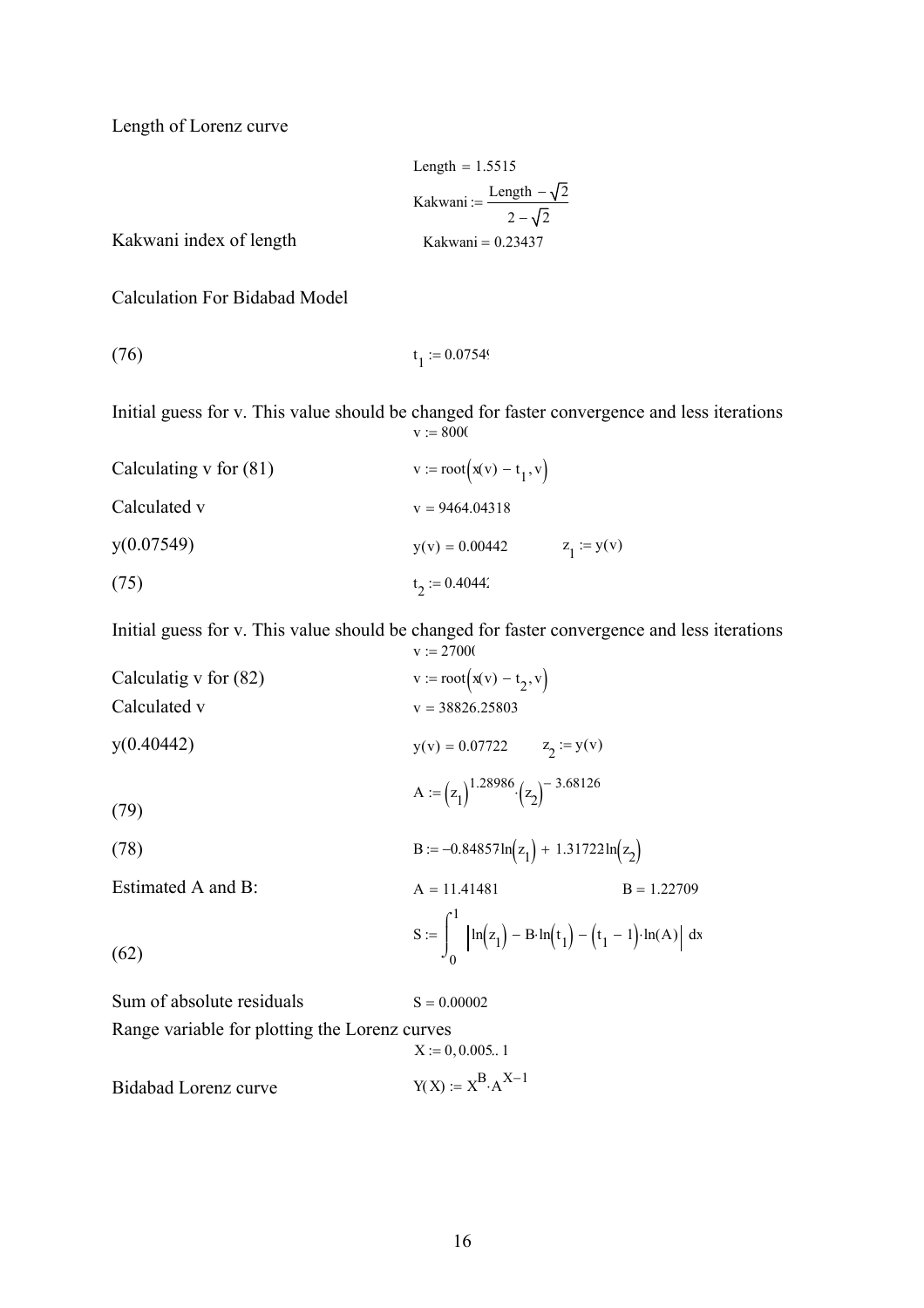Length of Lorenz curve

$$\text{Length} = 1.5515$$

$$\text{Kakwani} := \frac{\text{Length} - \sqrt{2}}{2 - \sqrt{2}}$$

Kakwani index of length $\quad \text{Kakwani} = 0.23437$

Calculation For Bidabad Model

(76) $\quad t_1 := 0.0754$

Initial guess for v. This value should be changed for faster convergence and less iterations

$$v := 800($$

Calculating v for (81) $\quad v := \text{root}\left(x(v) - t_1, v\right)$

Calculated v $\quad v = 9464.04318$

y(0.07549) $\quad y(v) = 0.00442 \qquad z_1 := y(v)$

(75) $\quad t_2 := 0.4044$

Initial guess for v. This value should be changed for faster convergence and less iterations

$$v := 2700($$

Calculatig v for (82) $\quad v := \text{root}\left(x(v) - t_2, v\right)$

Calculated v $\quad v = 38826.25803$

y(0.40442) $\quad y(v) = 0.07722 \qquad z_2 := y(v)$

(79) $\quad A := \left(z_1\right)^{1.28986} \cdot \left(z_2\right)^{-3.68126}$

(78) $\quad B := -0.84857\ln\left(z_1\right) + 1.31722\ln\left(z_2\right)$

Estimated A and B: $\quad A = 11.41481 \qquad B = 1.22709$

(62) $\quad S := \int_0^1 \left|\ln\left(z_1\right) - B \cdot \ln\left(t_1\right) - \left(t_1 - 1\right) \cdot \ln(A)\right| \, dx$

Sum of absolute residuals $\quad S = 0.00002$

Range variable for plotting the Lorenz curves

$$X := 0, 0.005 .. 1$$

Bidabad Lorenz curve $\quad Y(X) := X^B \cdot A^{X-1}$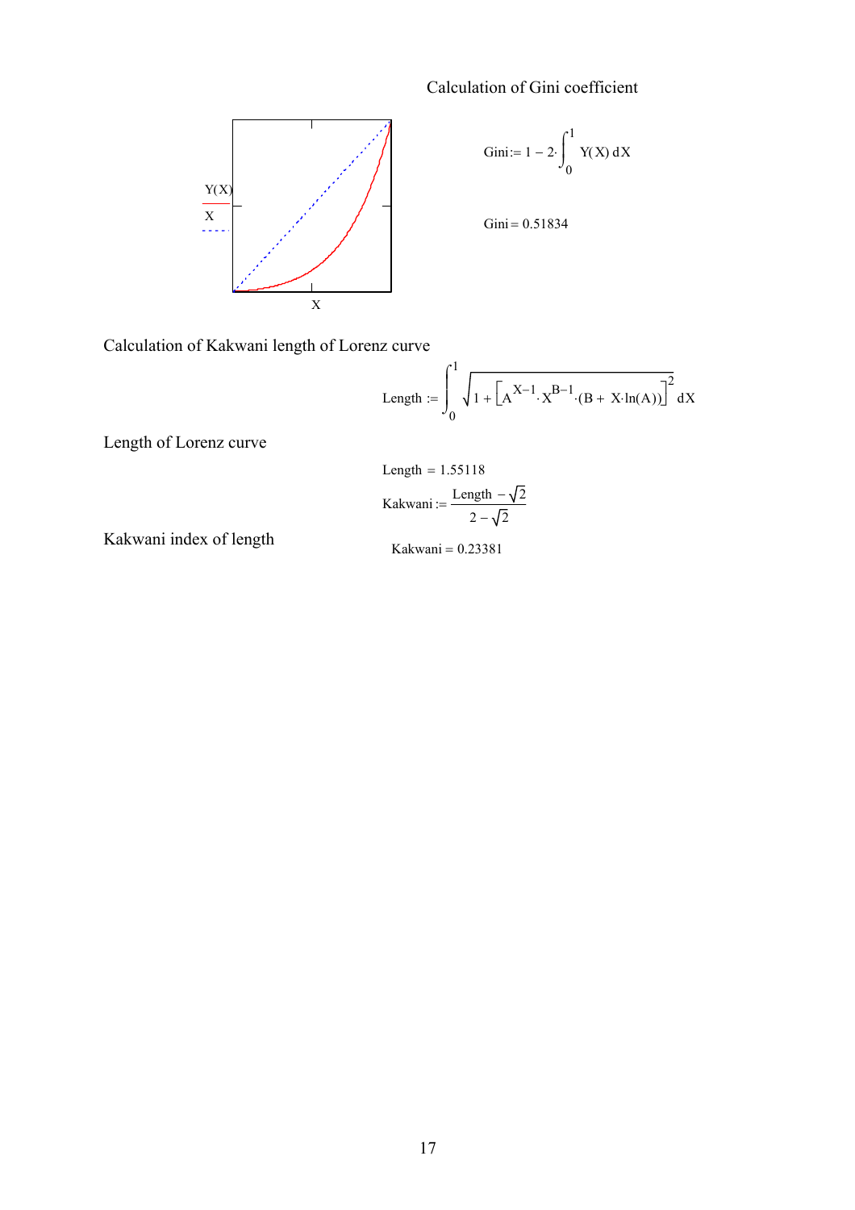Calculation of Gini coefficient

Y(X)

X

X

$$\text{Gini} := 1 - 2 \cdot \int_0^1 Y(X)\, dX$$

$$\text{Gini} = 0.51834$$

Calculation of Kakwani length of Lorenz curve

$$\text{Length} := \int_0^1 \sqrt{1 + \left[ A^{X-1} \cdot X^{B-1} \cdot (B + X \cdot \ln(A)) \right]^2}\, dX$$

Length of Lorenz curve

$$\text{Length} = 1.55118$$

$$\text{Kakwani} := \frac{\text{Length} - \sqrt{2}}{2 - \sqrt{2}}$$

Kakwani index of length

$$\text{Kakwani} = 0.23381$$